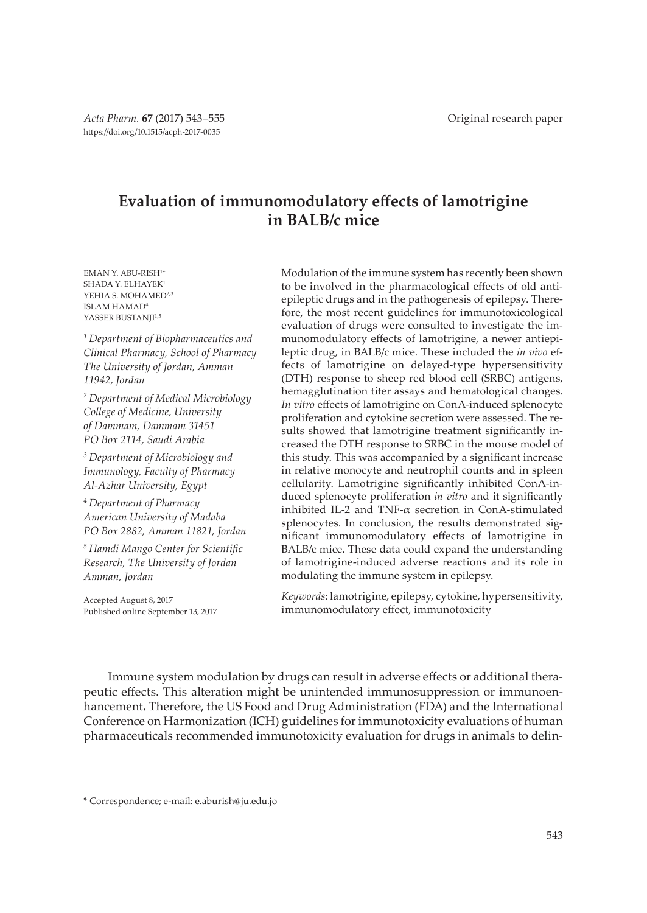*Acta Pharm.* **67** (2017) 543–555
https://doi.org/10.1515/acph-2017-0035

Original research paper

# Evaluation of immunomodulatory effects of lamotrigine in BALB/c mice

EMAN Y. ABU-RISH[1]*
SHADA Y. ELHAYEK[1]
YEHIA S. MOHAMED[2,3]
ISLAM HAMAD[4]
YASSER BUSTANJI[1,5]

*[1] Department of Biopharmaceutics and Clinical Pharmacy, School of Pharmacy The University of Jordan, Amman 11942, Jordan*

*[2] Department of Medical Microbiology College of Medicine, University of Dammam, Dammam 31451 PO Box 2114, Saudi Arabia*

*[3] Department of Microbiology and Immunology, Faculty of Pharmacy Al-Azhar University, Egypt*

*[4] Department of Pharmacy American University of Madaba PO Box 2882, Amman 11821, Jordan*

*[5] Hamdi Mango Center for Scientific Research, The University of Jordan Amman, Jordan*

Accepted August 8, 2017
Published online September 13, 2017

Modulation of the immune system has recently been shown to be involved in the pharmacological effects of old antiepileptic drugs and in the pathogenesis of epilepsy. Therefore, the most recent guidelines for immunotoxicological evaluation of drugs were consulted to investigate the immunomodulatory effects of lamotrigine, a newer antiepileptic drug, in BALB/c mice. These included the *in vivo* effects of lamotrigine on delayed-type hypersensitivity (DTH) response to sheep red blood cell (SRBC) antigens, hemagglutination titer assays and hematological changes. *In vitro* effects of lamotrigine on ConA-induced splenocyte proliferation and cytokine secretion were assessed. The results showed that lamotrigine treatment significantly increased the DTH response to SRBC in the mouse model of this study. This was accompanied by a significant increase in relative monocyte and neutrophil counts and in spleen cellularity. Lamotrigine significantly inhibited ConA-induced splenocyte proliferation *in vitro* and it significantly inhibited IL-2 and TNF-$\alpha$ secretion in ConA-stimulated splenocytes. In conclusion, the results demonstrated significant immunomodulatory effects of lamotrigine in BALB/c mice. These data could expand the understanding of lamotrigine-induced adverse reactions and its role in modulating the immune system in epilepsy.

*Keywords*: lamotrigine, epilepsy, cytokine, hypersensitivity, immunomodulatory effect, immunotoxicity

Immune system modulation by drugs can result in adverse effects or additional therapeutic effects. This alteration might be unintended immunosuppression or immunoenhancement**.** Therefore, the US Food and Drug Administration (FDA) and the International Conference on Harmonization (ICH) guidelines for immunotoxicity evaluations of human pharmaceuticals recommended immunotoxicity evaluation for drugs in animals to delin-

\* Correspondence; e-mail: e.aburish@ju.edu.jo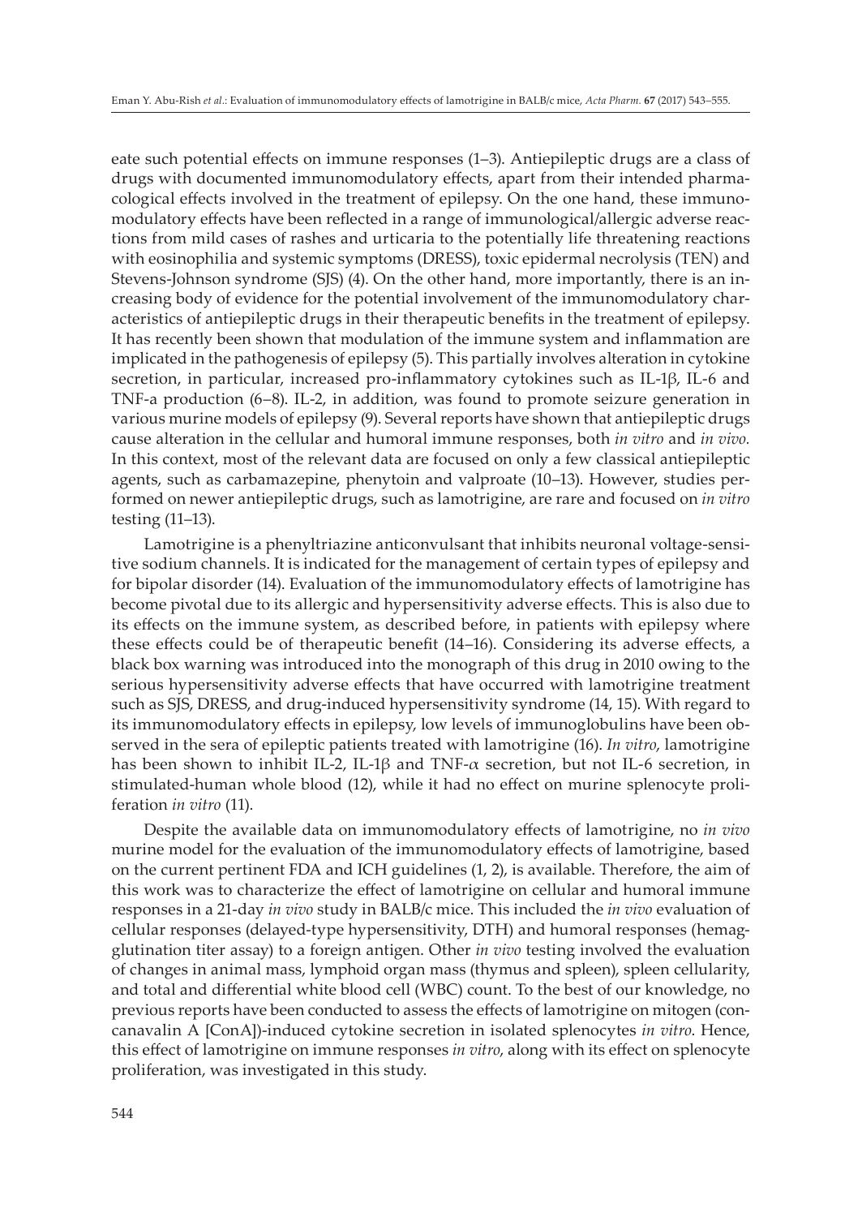eate such potential effects on immune responses (1–3). Antiepileptic drugs are a class of drugs with documented immunomodulatory effects, apart from their intended pharmacological effects involved in the treatment of epilepsy. On the one hand, these immunomodulatory effects have been reflected in a range of immunological/allergic adverse reactions from mild cases of rashes and urticaria to the potentially life threatening reactions with eosinophilia and systemic symptoms (DRESS), toxic epidermal necrolysis (TEN) and Stevens-Johnson syndrome (SJS) (4). On the other hand, more importantly, there is an increasing body of evidence for the potential involvement of the immunomodulatory characteristics of antiepileptic drugs in their therapeutic benefits in the treatment of epilepsy. It has recently been shown that modulation of the immune system and inflammation are implicated in the pathogenesis of epilepsy (5). This partially involves alteration in cytokine secretion, in particular, increased pro-inflammatory cytokines such as IL-1β, IL-6 and TNF-a production (6–8). IL-2, in addition, was found to promote seizure generation in various murine models of epilepsy (9). Several reports have shown that antiepileptic drugs cause alteration in the cellular and humoral immune responses, both *in vitro* and *in vivo.* In this context, most of the relevant data are focused on only a few classical antiepileptic agents, such as carbamazepine, phenytoin and valproate (10–13). However, studies performed on newer antiepileptic drugs, such as lamotrigine, are rare and focused on *in vitro* testing (11–13).

Lamotrigine is a phenyltriazine anticonvulsant that inhibits neuronal voltage-sensitive sodium channels. It is indicated for the management of certain types of epilepsy and for bipolar disorder (14). Evaluation of the immunomodulatory effects of lamotrigine has become pivotal due to its allergic and hypersensitivity adverse effects. This is also due to its effects on the immune system, as described before, in patients with epilepsy where these effects could be of therapeutic benefit (14–16). Considering its adverse effects, a black box warning was introduced into the monograph of this drug in 2010 owing to the serious hypersensitivity adverse effects that have occurred with lamotrigine treatment such as SJS, DRESS, and drug-induced hypersensitivity syndrome (14, 15). With regard to its immunomodulatory effects in epilepsy, low levels of immunoglobulins have been observed in the sera of epileptic patients treated with lamotrigine (16). *In vitro*, lamotrigine has been shown to inhibit IL-2, IL-1β and TNF-α secretion, but not IL-6 secretion, in stimulated-human whole blood (12), while it had no effect on murine splenocyte proliferation *in vitro* (11).

Despite the available data on immunomodulatory effects of lamotrigine, no *in vivo* murine model for the evaluation of the immunomodulatory effects of lamotrigine, based on the current pertinent FDA and ICH guidelines (1, 2), is available. Therefore, the aim of this work was to characterize the effect of lamotrigine on cellular and humoral immune responses in a 21-day *in vivo* study in BALB/c mice. This included the *in vivo* evaluation of cellular responses (delayed-type hypersensitivity, DTH) and humoral responses (hemagglutination titer assay) to a foreign antigen. Other *in vivo* testing involved the evaluation of changes in animal mass, lymphoid organ mass (thymus and spleen), spleen cellularity, and total and differential white blood cell (WBC) count. To the best of our knowledge, no previous reports have been conducted to assess the effects of lamotrigine on mitogen (concanavalin A [ConA])-induced cytokine secretion in isolated splenocytes *in vitro*. Hence, this effect of lamotrigine on immune responses *in vitro*, along with its effect on splenocyte proliferation, was investigated in this study.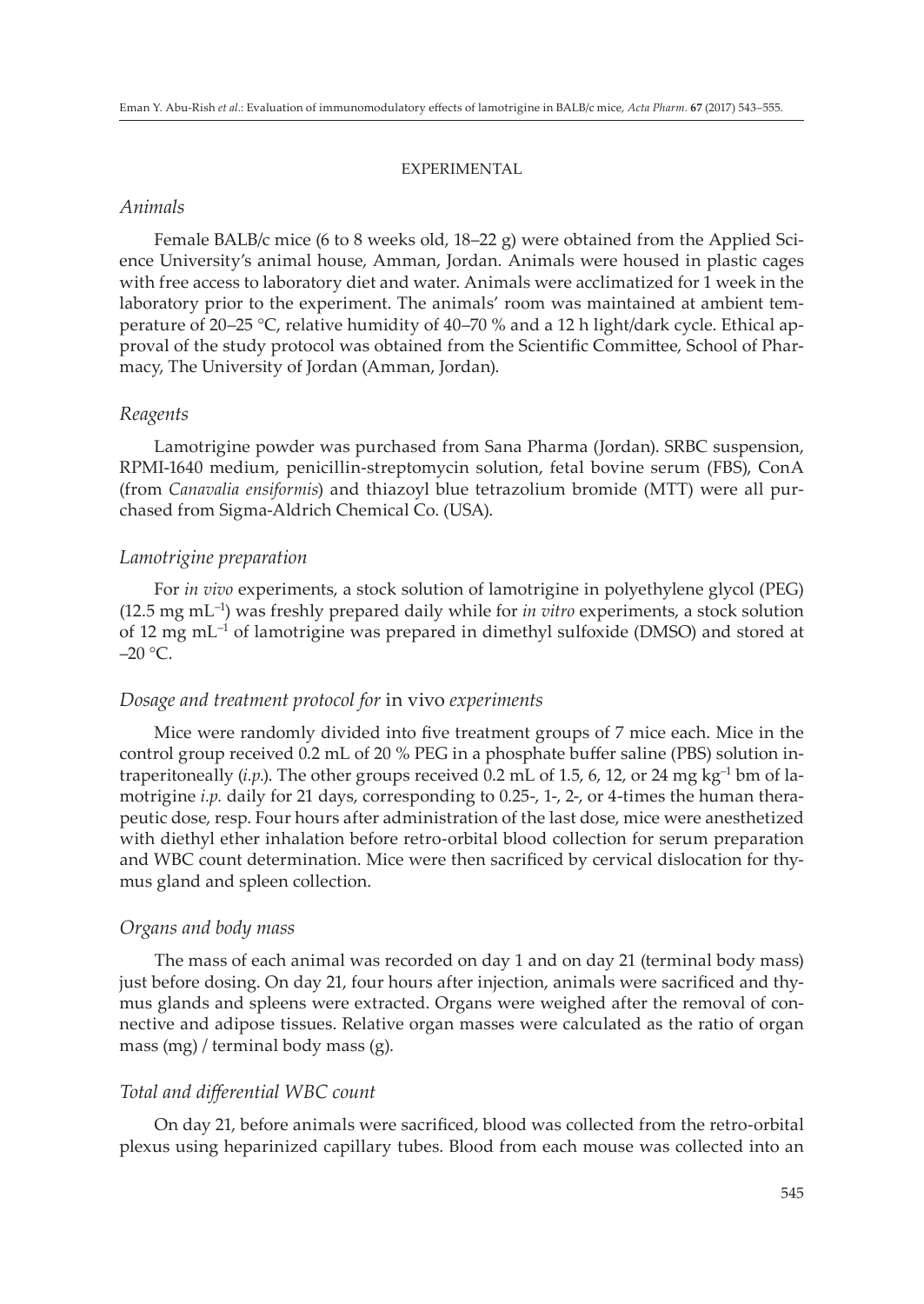## EXPERIMENTAL

### *Animals*

Female BALB/c mice (6 to 8 weeks old, 18–22 g) were obtained from the Applied Science University's animal house, Amman, Jordan. Animals were housed in plastic cages with free access to laboratory diet and water. Animals were acclimatized for 1 week in the laboratory prior to the experiment. The animals' room was maintained at ambient temperature of 20–25 °C, relative humidity of 40–70 % and a 12 h light/dark cycle. Ethical approval of the study protocol was obtained from the Scientific Committee, School of Pharmacy, The University of Jordan (Amman, Jordan).

### *Reagents*

Lamotrigine powder was purchased from Sana Pharma (Jordan). SRBC suspension, RPMI-1640 medium, penicillin-streptomycin solution, fetal bovine serum (FBS), ConA (from *Canavalia ensiformis*) and thiazoyl blue tetrazolium bromide (MTT) were all purchased from Sigma-Aldrich Chemical Co. (USA).

### *Lamotrigine preparation*

For *in vivo* experiments, a stock solution of lamotrigine in polyethylene glycol (PEG) (12.5 mg $mL^{-1}$) was freshly prepared daily while for *in vitro* experiments, a stock solution of 12 mg $mL^{-1}$ of lamotrigine was prepared in dimethyl sulfoxide (DMSO) and stored at –20 °C.

### *Dosage and treatment protocol for* in vivo *experiments*

Mice were randomly divided into five treatment groups of 7 mice each. Mice in the control group received 0.2 mL of 20 % PEG in a phosphate buffer saline (PBS) solution intraperitoneally (*i.p.*). The other groups received 0.2 mL of 1.5, 6, 12, or 24 mg $kg^{-1}$ bm of lamotrigine *i.p.* daily for 21 days, corresponding to 0.25-, 1-, 2-, or 4-times the human therapeutic dose, resp. Four hours after administration of the last dose, mice were anesthetized with diethyl ether inhalation before retro-orbital blood collection for serum preparation and WBC count determination. Mice were then sacrificed by cervical dislocation for thymus gland and spleen collection.

### *Organs and body mass*

The mass of each animal was recorded on day 1 and on day 21 (terminal body mass) just before dosing. On day 21, four hours after injection, animals were sacrificed and thymus glands and spleens were extracted. Organs were weighed after the removal of connective and adipose tissues. Relative organ masses were calculated as the ratio of organ mass (mg) / terminal body mass (g).

### *Total and differential WBC count*

On day 21, before animals were sacrificed, blood was collected from the retro-orbital plexus using heparinized capillary tubes. Blood from each mouse was collected into an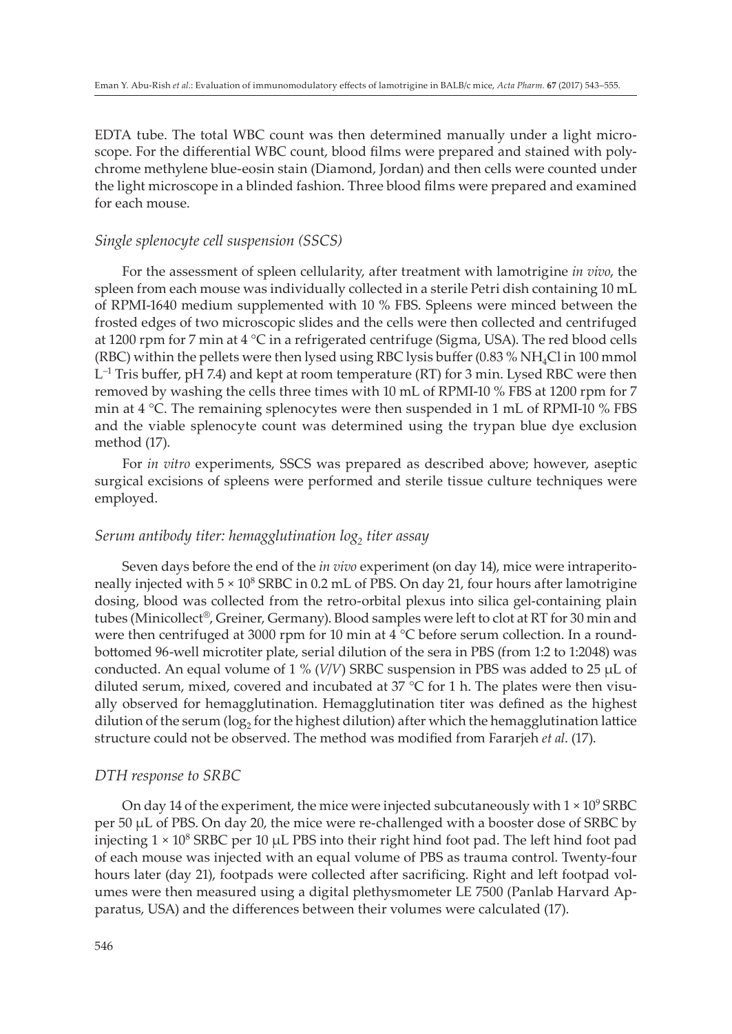EDTA tube. The total WBC count was then determined manually under a light microscope. For the differential WBC count, blood films were prepared and stained with polychrome methylene blue-eosin stain (Diamond, Jordan) and then cells were counted under the light microscope in a blinded fashion. Three blood films were prepared and examined for each mouse.

### *Single splenocyte cell suspension (SSCS)*

For the assessment of spleen cellularity, after treatment with lamotrigine *in vivo*, the spleen from each mouse was individually collected in a sterile Petri dish containing 10 mL of RPMI-1640 medium supplemented with 10 % FBS. Spleens were minced between the frosted edges of two microscopic slides and the cells were then collected and centrifuged at 1200 rpm for 7 min at 4 °C in a refrigerated centrifuge (Sigma, USA). The red blood cells (RBC) within the pellets were then lysed using RBC lysis buffer (0.83 % $NH_4Cl$ in 100 mmol $L^{-1}$ Tris buffer, pH 7.4) and kept at room temperature (RT) for 3 min. Lysed RBC were then removed by washing the cells three times with 10 mL of RPMI-10 % FBS at 1200 rpm for 7 min at 4 °C. The remaining splenocytes were then suspended in 1 mL of RPMI-10 % FBS and the viable splenocyte count was determined using the trypan blue dye exclusion method (17).

For *in vitro* experiments, SSCS was prepared as described above; however, aseptic surgical excisions of spleens were performed and sterile tissue culture techniques were employed.

### *Serum antibody titer: hemagglutination $log_2$ titer assay*

Seven days before the end of the *in vivo* experiment (on day 14), mice were intraperitoneally injected with $5 \times 10^8$ SRBC in 0.2 mL of PBS. On day 21, four hours after lamotrigine dosing, blood was collected from the retro-orbital plexus into silica gel-containing plain tubes (Minicollect®, Greiner, Germany). Blood samples were left to clot at RT for 30 min and were then centrifuged at 3000 rpm for 10 min at 4 °C before serum collection. In a round-bottomed 96-well microtiter plate, serial dilution of the sera in PBS (from 1:2 to 1:2048) was conducted. An equal volume of 1 % (*V*/*V*) SRBC suspension in PBS was added to 25 µL of diluted serum, mixed, covered and incubated at 37 °C for 1 h. The plates were then visually observed for hemagglutination. Hemagglutination titer was defined as the highest dilution of the serum ($log_2$ for the highest dilution) after which the hemagglutination lattice structure could not be observed. The method was modified from Fararjeh *et al*. (17).

### *DTH response to SRBC*

On day 14 of the experiment, the mice were injected subcutaneously with $1 \times 10^9$ SRBC per 50 µL of PBS. On day 20, the mice were re-challenged with a booster dose of SRBC by injecting $1 \times 10^8$ SRBC per 10 µL PBS into their right hind foot pad. The left hind foot pad of each mouse was injected with an equal volume of PBS as trauma control. Twenty-four hours later (day 21), footpads were collected after sacrificing. Right and left footpad volumes were then measured using a digital plethysmometer LE 7500 (Panlab Harvard Apparatus, USA) and the differences between their volumes were calculated (17).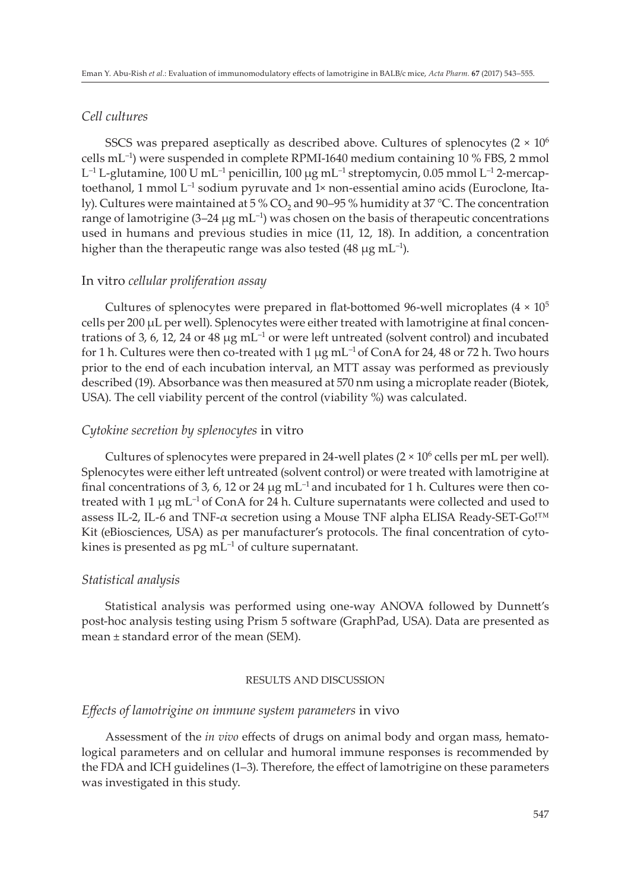### *Cell cultures*

SSCS was prepared aseptically as described above. Cultures of splenocytes ($2 \times 10^6$ cells $mL^{-1}$) were suspended in complete RPMI-1640 medium containing 10 % FBS, 2 mmol $L^{-1}$ L-glutamine, 100 U $mL^{-1}$ penicillin, 100 μg $mL^{-1}$ streptomycin, 0.05 mmol $L^{-1}$ 2-mercaptoethanol, 1 mmol $L^{-1}$ sodium pyruvate and 1× non-essential amino acids (Euroclone, Italy). Cultures were maintained at 5 % $CO_2$ and 90–95 % humidity at 37 °C. The concentration range of lamotrigine (3–24 μg $mL^{-1}$) was chosen on the basis of therapeutic concentrations used in humans and previous studies in mice (11, 12, 18). In addition, a concentration higher than the therapeutic range was also tested (48 μg $mL^{-1}$).

### In vitro *cellular proliferation assay*

Cultures of splenocytes were prepared in flat-bottomed 96-well microplates ($4 \times 10^5$ cells per 200 μL per well). Splenocytes were either treated with lamotrigine at final concentrations of 3, 6, 12, 24 or 48 μg $mL^{-1}$ or were left untreated (solvent control) and incubated for 1 h. Cultures were then co-treated with 1 μg $mL^{-1}$ of ConA for 24, 48 or 72 h. Two hours prior to the end of each incubation interval, an MTT assay was performed as previously described (19). Absorbance was then measured at 570 nm using a microplate reader (Biotek, USA). The cell viability percent of the control (viability %) was calculated.

### *Cytokine secretion by splenocytes* in vitro

Cultures of splenocytes were prepared in 24-well plates ($2 \times 10^6$ cells per mL per well). Splenocytes were either left untreated (solvent control) or were treated with lamotrigine at final concentrations of 3, 6, 12 or 24 μg $mL^{-1}$ and incubated for 1 h. Cultures were then co-treated with 1 μg $mL^{-1}$ of ConA for 24 h. Culture supernatants were collected and used to assess IL-2, IL-6 and TNF-$\alpha$ secretion using a Mouse TNF alpha ELISA Ready-SET-Go!™ Kit (eBiosciences, USA) as per manufacturer's protocols. The final concentration of cytokines is presented as pg $mL^{-1}$ of culture supernatant.

### *Statistical analysis*

Statistical analysis was performed using one-way ANOVA followed by Dunnett's post-hoc analysis testing using Prism 5 software (GraphPad, USA). Data are presented as mean ± standard error of the mean (SEM).

## RESULTS AND DISCUSSION

### *Effects of lamotrigine on immune system parameters* in vivo

Assessment of the *in vivo* effects of drugs on animal body and organ mass, hematological parameters and on cellular and humoral immune responses is recommended by the FDA and ICH guidelines (1–3). Therefore, the effect of lamotrigine on these parameters was investigated in this study.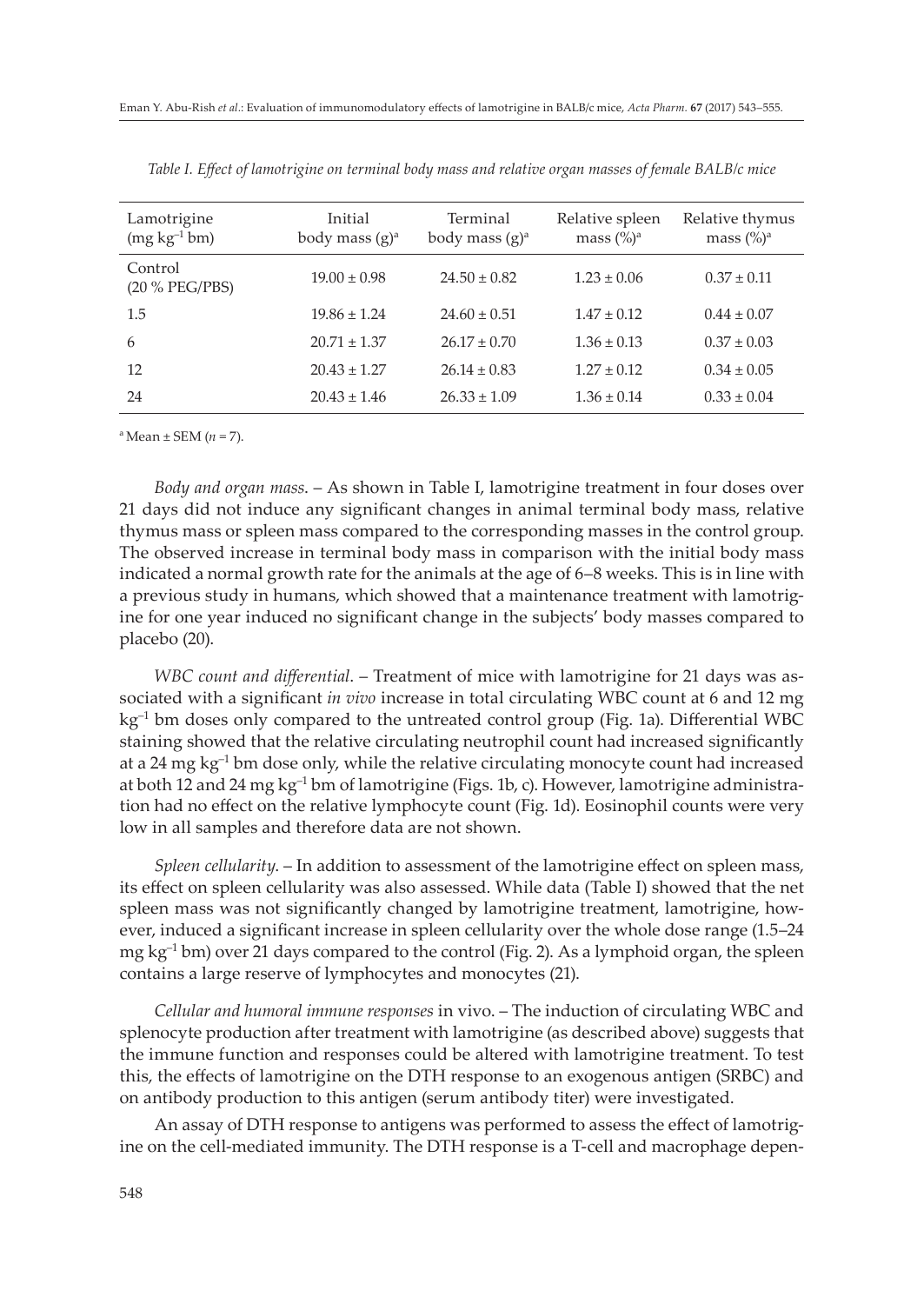*Table I. Effect of lamotrigine on terminal body mass and relative organ masses of female BALB/c mice*

| Lamotrigine ($mg\ kg^{-1}$ bm) | Initial body mass (g)[a] | Terminal body mass (g)[a] | Relative spleen mass (%)[a] | Relative thymus mass (%)[a] |
|---|---|---|---|---|
| Control (20 % PEG/PBS) | 19.00 ± 0.98 | 24.50 ± 0.82 | 1.23 ± 0.06 | 0.37 ± 0.11 |
| 1.5 | 19.86 ± 1.24 | 24.60 ± 0.51 | 1.47 ± 0.12 | 0.44 ± 0.07 |
| 6 | 20.71 ± 1.37 | 26.17 ± 0.70 | 1.36 ± 0.13 | 0.37 ± 0.03 |
| 12 | 20.43 ± 1.27 | 26.14 ± 0.83 | 1.27 ± 0.12 | 0.34 ± 0.05 |
| 24 | 20.43 ± 1.46 | 26.33 ± 1.09 | 1.36 ± 0.14 | 0.33 ± 0.04 |

[a] Mean ± SEM ($n = 7$).

*Body and organ mass*. – As shown in Table I, lamotrigine treatment in four doses over 21 days did not induce any significant changes in animal terminal body mass, relative thymus mass or spleen mass compared to the corresponding masses in the control group. The observed increase in terminal body mass in comparison with the initial body mass indicated a normal growth rate for the animals at the age of 6–8 weeks. This is in line with a previous study in humans, which showed that a maintenance treatment with lamotrigine for one year induced no significant change in the subjects' body masses compared to placebo (20).

*WBC count and differential*. – Treatment of mice with lamotrigine for 21 days was associated with a significant *in vivo* increase in total circulating WBC count at 6 and 12 mg $kg^{-1}$ bm doses only compared to the untreated control group (Fig. 1a). Differential WBC staining showed that the relative circulating neutrophil count had increased significantly at a 24 mg $kg^{-1}$ bm dose only, while the relative circulating monocyte count had increased at both 12 and 24 mg $kg^{-1}$ bm of lamotrigine (Figs. 1b, c). However, lamotrigine administration had no effect on the relative lymphocyte count (Fig. 1d). Eosinophil counts were very low in all samples and therefore data are not shown.

*Spleen cellularity*. – In addition to assessment of the lamotrigine effect on spleen mass, its effect on spleen cellularity was also assessed. While data (Table I) showed that the net spleen mass was not significantly changed by lamotrigine treatment, lamotrigine, however, induced a significant increase in spleen cellularity over the whole dose range (1.5–24 mg $kg^{-1}$ bm) over 21 days compared to the control (Fig. 2). As a lymphoid organ, the spleen contains a large reserve of lymphocytes and monocytes (21).

*Cellular and humoral immune responses* in vivo. – The induction of circulating WBC and splenocyte production after treatment with lamotrigine (as described above) suggests that the immune function and responses could be altered with lamotrigine treatment. To test this, the effects of lamotrigine on the DTH response to an exogenous antigen (SRBC) and on antibody production to this antigen (serum antibody titer) were investigated.

An assay of DTH response to antigens was performed to assess the effect of lamotrigine on the cell-mediated immunity. The DTH response is a T-cell and macrophage depen-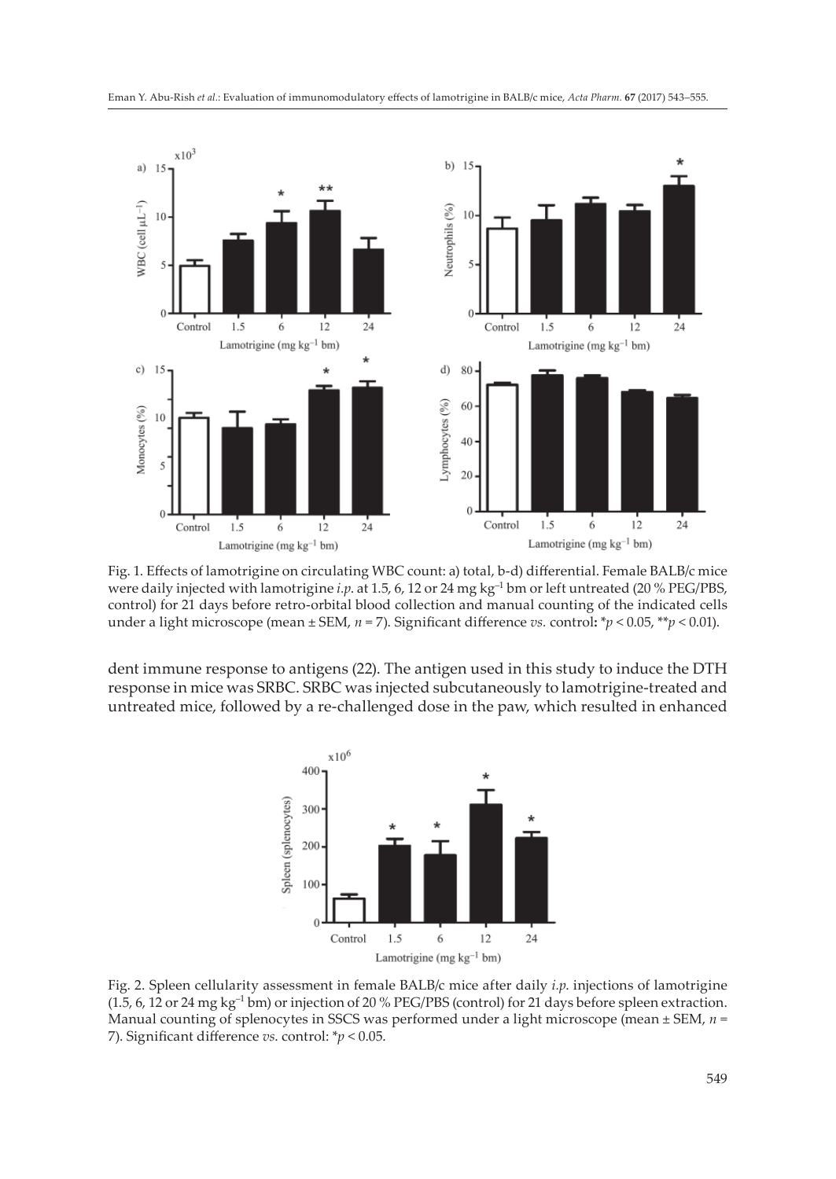Fig. 1. Effects of lamotrigine on circulating WBC count: a) total, b-d) differential. Female BALB/c mice were daily injected with lamotrigine *i.p.* at 1.5, 6, 12 or 24 mg kg$^{-1}$ bm or left untreated (20 % PEG/PBS, control) for 21 days before retro-orbital blood collection and manual counting of the indicated cells under a light microscope (mean ± SEM, $n = 7$). Significant difference *vs.* control: \*$p < 0.05$, \*\*$p < 0.01$).

dent immune response to antigens (22). The antigen used in this study to induce the DTH response in mice was SRBC. SRBC was injected subcutaneously to lamotrigine-treated and untreated mice, followed by a re-challenged dose in the paw, which resulted in enhanced

Fig. 2. Spleen cellularity assessment in female BALB/c mice after daily *i.p.* injections of lamotrigine (1.5, 6, 12 or 24 mg kg$^{-1}$ bm) or injection of 20 % PEG/PBS (control) for 21 days before spleen extraction. Manual counting of splenocytes in SSCS was performed under a light microscope (mean ± SEM, $n = 7$). Significant difference *vs.* control: \*$p < 0.05$.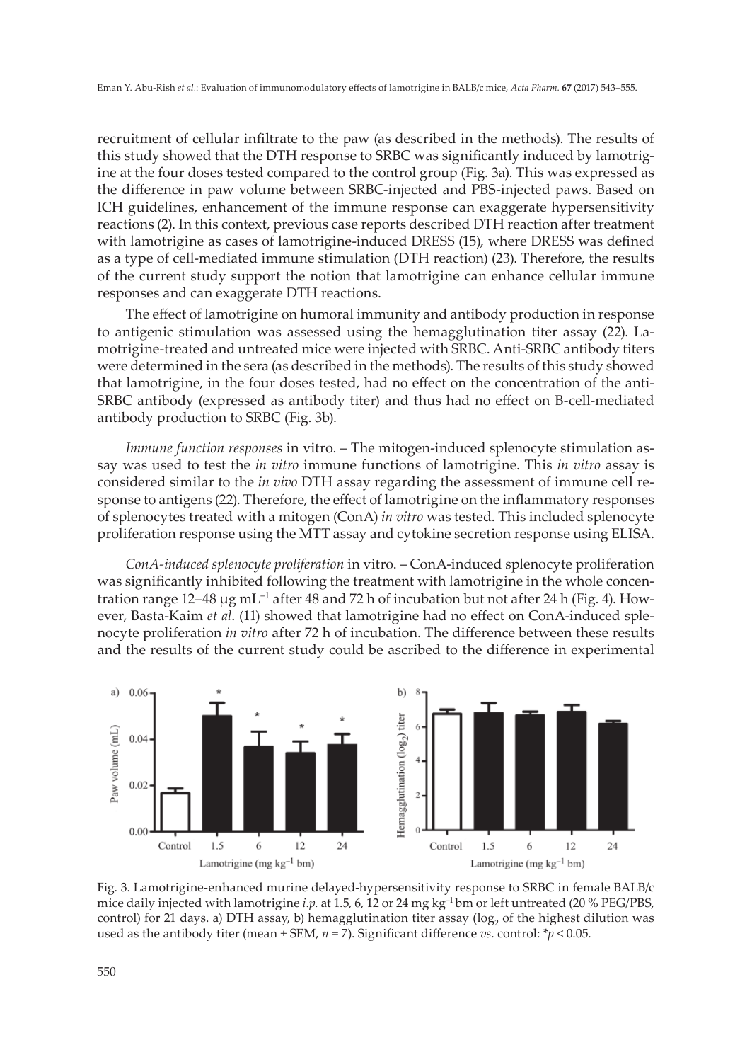recruitment of cellular infiltrate to the paw (as described in the methods). The results of this study showed that the DTH response to SRBC was significantly induced by lamotrigine at the four doses tested compared to the control group (Fig. 3a). This was expressed as the difference in paw volume between SRBC-injected and PBS-injected paws. Based on ICH guidelines, enhancement of the immune response can exaggerate hypersensitivity reactions (2). In this context, previous case reports described DTH reaction after treatment with lamotrigine as cases of lamotrigine-induced DRESS (15), where DRESS was defined as a type of cell-mediated immune stimulation (DTH reaction) (23). Therefore, the results of the current study support the notion that lamotrigine can enhance cellular immune responses and can exaggerate DTH reactions.

The effect of lamotrigine on humoral immunity and antibody production in response to antigenic stimulation was assessed using the hemagglutination titer assay (22). Lamotrigine-treated and untreated mice were injected with SRBC. Anti-SRBC antibody titers were determined in the sera (as described in the methods). The results of this study showed that lamotrigine, in the four doses tested, had no effect on the concentration of the anti-SRBC antibody (expressed as antibody titer) and thus had no effect on B-cell-mediated antibody production to SRBC (Fig. 3b).

*Immune function responses* in vitro. – The mitogen-induced splenocyte stimulation assay was used to test the *in vitro* immune functions of lamotrigine. This *in vitro* assay is considered similar to the *in vivo* DTH assay regarding the assessment of immune cell response to antigens (22). Therefore, the effect of lamotrigine on the inflammatory responses of splenocytes treated with a mitogen (ConA) *in vitro* was tested. This included splenocyte proliferation response using the MTT assay and cytokine secretion response using ELISA.

*ConA-induced splenocyte proliferation* in vitro. – ConA-induced splenocyte proliferation was significantly inhibited following the treatment with lamotrigine in the whole concentration range 12–48 μg mL$^{-1}$ after 48 and 72 h of incubation but not after 24 h (Fig. 4). However, Basta-Kaim *et al*. (11) showed that lamotrigine had no effect on ConA-induced splenocyte proliferation *in vitro* after 72 h of incubation. The difference between these results and the results of the current study could be ascribed to the difference in experimental

Fig. 3. Lamotrigine-enhanced murine delayed-hypersensitivity response to SRBC in female BALB/c mice daily injected with lamotrigine *i.p.* at 1.5, 6, 12 or 24 mg kg$^{-1}$ bm or left untreated (20 % PEG/PBS, control) for 21 days. a) DTH assay, b) hemagglutination titer assay ($\log_2$ of the highest dilution was used as the antibody titer (mean ± SEM, $n = 7$). Significant difference *vs*. control: \*$p < 0.05$.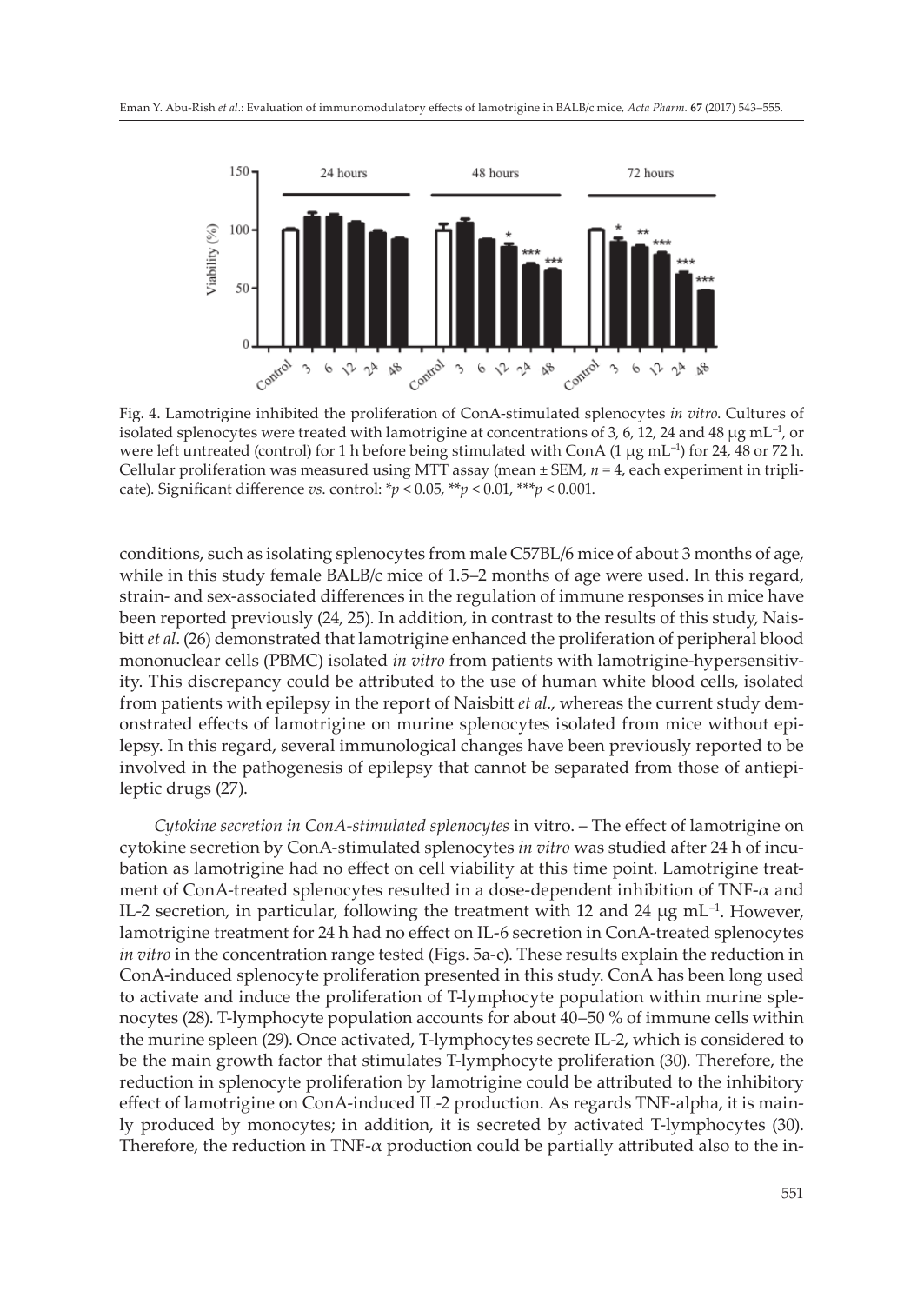Fig. 4. Lamotrigine inhibited the proliferation of ConA-stimulated splenocytes *in vitro*. Cultures of isolated splenocytes were treated with lamotrigine at concentrations of 3, 6, 12, 24 and 48 μg mL$^{-1}$, or were left untreated (control) for 1 h before being stimulated with ConA (1 μg mL$^{-1}$) for 24, 48 or 72 h. Cellular proliferation was measured using MTT assay (mean ± SEM, $n = 4$, each experiment in triplicate). Significant difference *vs.* control: *$p < 0.05$, **$p < 0.01$, ***$p < 0.001$.

conditions, such as isolating splenocytes from male C57BL/6 mice of about 3 months of age, while in this study female BALB/c mice of 1.5–2 months of age were used. In this regard, strain- and sex-associated differences in the regulation of immune responses in mice have been reported previously (24, 25). In addition, in contrast to the results of this study, Naisbitt *et al*. (26) demonstrated that lamotrigine enhanced the proliferation of peripheral blood mononuclear cells (PBMC) isolated *in vitro* from patients with lamotrigine-hypersensitivity. This discrepancy could be attributed to the use of human white blood cells, isolated from patients with epilepsy in the report of Naisbitt *et al*., whereas the current study demonstrated effects of lamotrigine on murine splenocytes isolated from mice without epilepsy. In this regard, several immunological changes have been previously reported to be involved in the pathogenesis of epilepsy that cannot be separated from those of antiepileptic drugs (27).

*Cytokine secretion in ConA-stimulated splenocytes* in vitro. – The effect of lamotrigine on cytokine secretion by ConA-stimulated splenocytes *in vitro* was studied after 24 h of incubation as lamotrigine had no effect on cell viability at this time point. Lamotrigine treatment of ConA-treated splenocytes resulted in a dose-dependent inhibition of TNF-$\alpha$ and IL-2 secretion, in particular, following the treatment with 12 and 24 μg mL$^{-1}$. However, lamotrigine treatment for 24 h had no effect on IL-6 secretion in ConA-treated splenocytes *in vitro* in the concentration range tested (Figs. 5a-c). These results explain the reduction in ConA-induced splenocyte proliferation presented in this study. ConA has been long used to activate and induce the proliferation of T-lymphocyte population within murine splenocytes (28). T-lymphocyte population accounts for about 40–50 % of immune cells within the murine spleen (29). Once activated, T-lymphocytes secrete IL-2, which is considered to be the main growth factor that stimulates T-lymphocyte proliferation (30). Therefore, the reduction in splenocyte proliferation by lamotrigine could be attributed to the inhibitory effect of lamotrigine on ConA-induced IL-2 production. As regards TNF-alpha, it is mainly produced by monocytes; in addition, it is secreted by activated T-lymphocytes (30). Therefore, the reduction in TNF-$\alpha$ production could be partially attributed also to the in-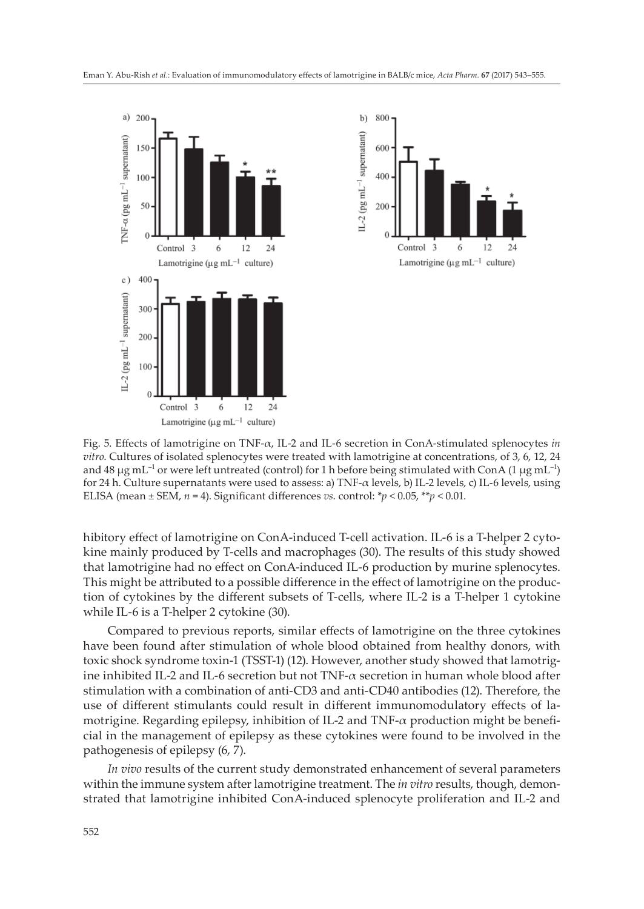Fig. 5. Effects of lamotrigine on TNF-$\alpha$, IL-2 and IL-6 secretion in ConA-stimulated splenocytes *in vitro*. Cultures of isolated splenocytes were treated with lamotrigine at concentrations, of 3, 6, 12, 24 and 48 μg $mL^{-1}$ or were left untreated (control) for 1 h before being stimulated with ConA (1 μg $mL^{-1}$) for 24 h. Culture supernatants were used to assess: a) TNF-$\alpha$ levels, b) IL-2 levels, c) IL-6 levels, using ELISA (mean ± SEM, $n = 4$). Significant differences *vs.* control: $^{*}p < 0.05$, $^{**}p < 0.01$.

hibitory effect of lamotrigine on ConA-induced T-cell activation. IL-6 is a T-helper 2 cytokine mainly produced by T-cells and macrophages (30). The results of this study showed that lamotrigine had no effect on ConA-induced IL-6 production by murine splenocytes. This might be attributed to a possible difference in the effect of lamotrigine on the production of cytokines by the different subsets of T-cells, where IL-2 is a T-helper 1 cytokine while IL-6 is a T-helper 2 cytokine (30).

Compared to previous reports, similar effects of lamotrigine on the three cytokines have been found after stimulation of whole blood obtained from healthy donors, with toxic shock syndrome toxin-1 (TSST-1) (12). However, another study showed that lamotrigine inhibited IL-2 and IL-6 secretion but not TNF-$\alpha$ secretion in human whole blood after stimulation with a combination of anti-CD3 and anti-CD40 antibodies (12). Therefore, the use of different stimulants could result in different immunomodulatory effects of lamotrigine. Regarding epilepsy, inhibition of IL-2 and TNF-$\alpha$ production might be beneficial in the management of epilepsy as these cytokines were found to be involved in the pathogenesis of epilepsy (6, 7).

*In vivo* results of the current study demonstrated enhancement of several parameters within the immune system after lamotrigine treatment. The *in vitro* results, though, demonstrated that lamotrigine inhibited ConA-induced splenocyte proliferation and IL-2 and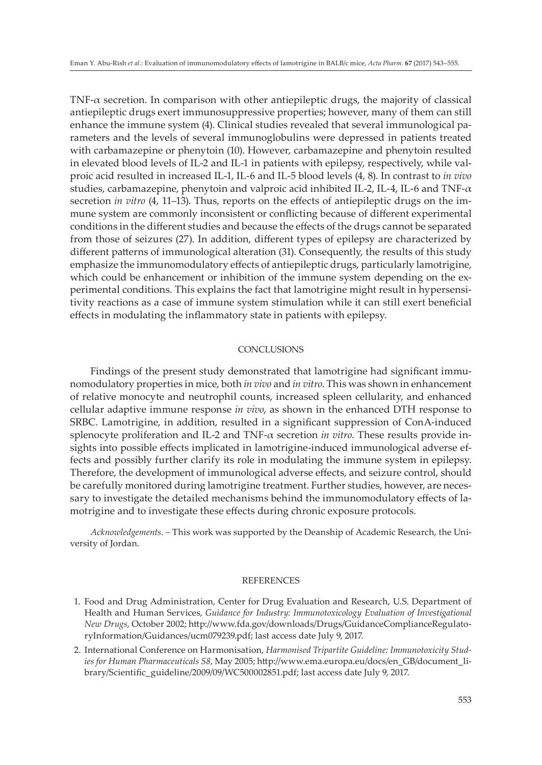TNF-$\alpha$ secretion. In comparison with other antiepileptic drugs, the majority of classical antiepileptic drugs exert immunosuppressive properties; however, many of them can still enhance the immune system (4). Clinical studies revealed that several immunological parameters and the levels of several immunoglobulins were depressed in patients treated with carbamazepine or phenytoin (10). However, carbamazepine and phenytoin resulted in elevated blood levels of IL-2 and IL-1 in patients with epilepsy, respectively, while valproic acid resulted in increased IL-1, IL-6 and IL-5 blood levels (4, 8). In contrast to *in vivo* studies, carbamazepine, phenytoin and valproic acid inhibited IL-2, IL-4, IL-6 and TNF-$\alpha$ secretion *in vitro* (4, 11–13). Thus, reports on the effects of antiepileptic drugs on the immune system are commonly inconsistent or conflicting because of different experimental conditions in the different studies and because the effects of the drugs cannot be separated from those of seizures (27). In addition, different types of epilepsy are characterized by different patterns of immunological alteration (31). Consequently, the results of this study emphasize the immunomodulatory effects of antiepileptic drugs, particularly lamotrigine, which could be enhancement or inhibition of the immune system depending on the experimental conditions. This explains the fact that lamotrigine might result in hypersensitivity reactions as a case of immune system stimulation while it can still exert beneficial effects in modulating the inflammatory state in patients with epilepsy.

## CONCLUSIONS

Findings of the present study demonstrated that lamotrigine had significant immunomodulatory properties in mice, both *in vivo* and *in vitro*. This was shown in enhancement of relative monocyte and neutrophil counts, increased spleen cellularity, and enhanced cellular adaptive immune response *in vivo*, as shown in the enhanced DTH response to SRBC. Lamotrigine, in addition, resulted in a significant suppression of ConA-induced splenocyte proliferation and IL-2 and TNF-$\alpha$ secretion *in vitro*. These results provide insights into possible effects implicated in lamotrigine-induced immunological adverse effects and possibly further clarify its role in modulating the immune system in epilepsy. Therefore, the development of immunological adverse effects, and seizure control, should be carefully monitored during lamotrigine treatment. Further studies, however, are necessary to investigate the detailed mechanisms behind the immunomodulatory effects of lamotrigine and to investigate these effects during chronic exposure protocols.

*Acknowledgements.* – This work was supported by the Deanship of Academic Research, the University of Jordan.

## REFERENCES

1. Food and Drug Administration, Center for Drug Evaluation and Research, U.S. Department of Health and Human Services, *Guidance for Industry: Immunotoxicology Evaluation of Investigational New Drugs*, October 2002; http://www.fda.gov/downloads/Drugs/GuidanceComplianceRegulatoryInformation/Guidances/ucm079239.pdf; last access date July 9, 2017.
2. International Conference on Harmonisation, *Harmonised Tripartite Guideline: Immunotoxicity Studies for Human Pharmaceuticals S8*, May 2005; http://www.ema.europa.eu/docs/en_GB/document_library/Scientific_guideline/2009/09/WC500002851.pdf; last access date July 9, 2017.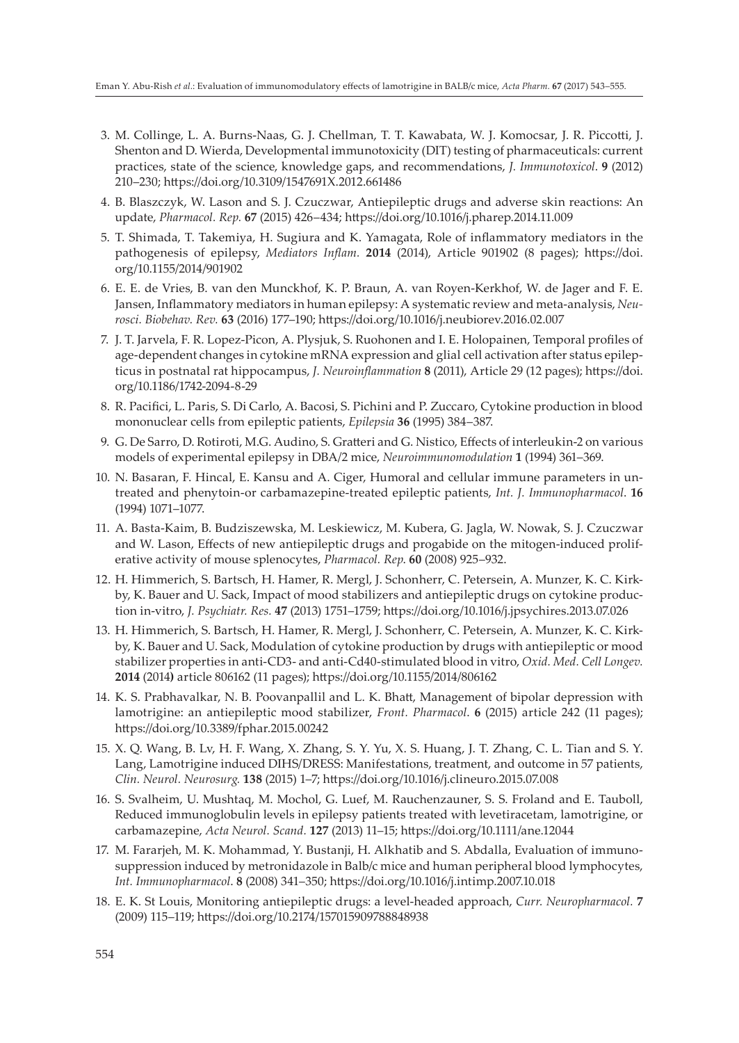3. M. Collinge, L. A. Burns-Naas, G. J. Chellman, T. T. Kawabata, W. J. Komocsar, J. R. Piccotti, J. Shenton and D. Wierda, Developmental immunotoxicity (DIT) testing of pharmaceuticals: current practices, state of the science, knowledge gaps, and recommendations, *J. Immunotoxicol*. **9** (2012) 210–230; https://doi.org/10.3109/1547691X.2012.661486
4. B. Blaszczyk, W. Lason and S. J. Czuczwar, Antiepileptic drugs and adverse skin reactions: An update, *Pharmacol. Rep.* **67** (2015) 426–434; https://doi.org/10.1016/j.pharep.2014.11.009
5. T. Shimada, T. Takemiya, H. Sugiura and K. Yamagata, Role of inflammatory mediators in the pathogenesis of epilepsy, *Mediators Inflam.* **2014** (2014), Article 901902 (8 pages); https://doi.org/10.1155/2014/901902
6. E. E. de Vries, B. van den Munckhof, K. P. Braun, A. van Royen-Kerkhof, W. de Jager and F. E. Jansen, Inflammatory mediators in human epilepsy: A systematic review and meta-analysis, *Neurosci. Biobehav. Rev.* **63** (2016) 177–190; https://doi.org/10.1016/j.neubiorev.2016.02.007
7. J. T. Jarvela, F. R. Lopez-Picon, A. Plysjuk, S. Ruohonen and I. E. Holopainen, Temporal profiles of age-dependent changes in cytokine mRNA expression and glial cell activation after status epilepticus in postnatal rat hippocampus, *J. Neuroinflammation* **8** (2011), Article 29 (12 pages); https://doi.org/10.1186/1742-2094-8-29
8. R. Pacifici, L. Paris, S. Di Carlo, A. Bacosi, S. Pichini and P. Zuccaro, Cytokine production in blood mononuclear cells from epileptic patients, *Epilepsia* **36** (1995) 384–387.
9. G. De Sarro, D. Rotiroti, M.G. Audino, S. Gratteri and G. Nistico, Effects of interleukin-2 on various models of experimental epilepsy in DBA/2 mice, *Neuroimmunomodulation* **1** (1994) 361–369.
10. N. Basaran, F. Hincal, E. Kansu and A. Ciger, Humoral and cellular immune parameters in untreated and phenytoin-or carbamazepine-treated epileptic patients, *Int. J. Immunopharmacol*. **16** (1994) 1071–1077.
11. A. Basta-Kaim, B. Budziszewska, M. Leskiewicz, M. Kubera, G. Jagla, W. Nowak, S. J. Czuczwar and W. Lason, Effects of new antiepileptic drugs and progabide on the mitogen-induced proliferative activity of mouse splenocytes, *Pharmacol. Rep.* **60** (2008) 925–932.
12. H. Himmerich, S. Bartsch, H. Hamer, R. Mergl, J. Schonherr, C. Petersein, A. Munzer, K. C. Kirkby, K. Bauer and U. Sack, Impact of mood stabilizers and antiepileptic drugs on cytokine production in-vitro, *J. Psychiatr. Res.* **47** (2013) 1751–1759; https://doi.org/10.1016/j.jpsychires.2013.07.026
13. H. Himmerich, S. Bartsch, H. Hamer, R. Mergl, J. Schonherr, C. Petersein, A. Munzer, K. C. Kirkby, K. Bauer and U. Sack, Modulation of cytokine production by drugs with antiepileptic or mood stabilizer properties in anti-CD3- and anti-Cd40-stimulated blood in vitro, *Oxid. Med. Cell Longev.* **2014** (2014) article 806162 (11 pages); https://doi.org/10.1155/2014/806162
14. K. S. Prabhavalkar, N. B. Poovanpallil and L. K. Bhatt, Management of bipolar depression with lamotrigine: an antiepileptic mood stabilizer, *Front. Pharmacol*. **6** (2015) article 242 (11 pages); https://doi.org/10.3389/fphar.2015.00242
15. X. Q. Wang, B. Lv, H. F. Wang, X. Zhang, S. Y. Yu, X. S. Huang, J. T. Zhang, C. L. Tian and S. Y. Lang, Lamotrigine induced DIHS/DRESS: Manifestations, treatment, and outcome in 57 patients, *Clin. Neurol. Neurosurg.* **138** (2015) 1–7; https://doi.org/10.1016/j.clineuro.2015.07.008
16. S. Svalheim, U. Mushtaq, M. Mochol, G. Luef, M. Rauchenzauner, S. S. Froland and E. Tauboll, Reduced immunoglobulin levels in epilepsy patients treated with levetiracetam, lamotrigine, or carbamazepine, *Acta Neurol. Scand*. **127** (2013) 11–15; https://doi.org/10.1111/ane.12044
17. M. Fararjeh, M. K. Mohammad, Y. Bustanji, H. Alkhatib and S. Abdalla, Evaluation of immunosuppression induced by metronidazole in Balb/c mice and human peripheral blood lymphocytes, *Int. Immunopharmacol*. **8** (2008) 341–350; https://doi.org/10.1016/j.intimp.2007.10.018
18. E. K. St Louis, Monitoring antiepileptic drugs: a level-headed approach, *Curr. Neuropharmacol.* **7** (2009) 115–119; https://doi.org/10.2174/157015909788848938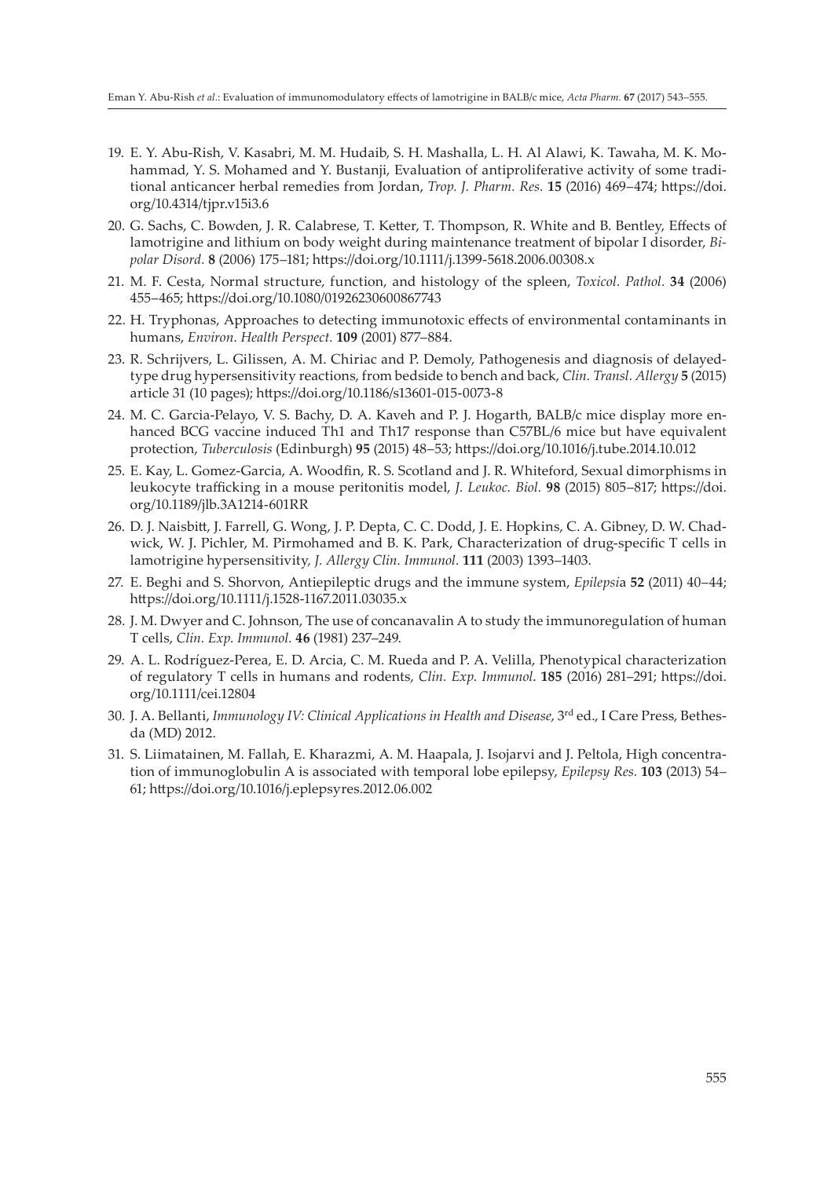19. E. Y. Abu-Rish, V. Kasabri, M. M. Hudaib, S. H. Mashalla, L. H. Al Alawi, K. Tawaha, M. K. Mohammad, Y. S. Mohamed and Y. Bustanji, Evaluation of antiproliferative activity of some traditional anticancer herbal remedies from Jordan, *Trop. J. Pharm. Res.* **15** (2016) 469–474; https://doi.org/10.4314/tjpr.v15i3.6

20. G. Sachs, C. Bowden, J. R. Calabrese, T. Ketter, T. Thompson, R. White and B. Bentley, Effects of lamotrigine and lithium on body weight during maintenance treatment of bipolar I disorder, *Bipolar Disord.* **8** (2006) 175–181; https://doi.org/10.1111/j.1399-5618.2006.00308.x

21. M. F. Cesta, Normal structure, function, and histology of the spleen, *Toxicol. Pathol.* **34** (2006) 455–465; https://doi.org/10.1080/01926230600867743

22. H. Tryphonas, Approaches to detecting immunotoxic effects of environmental contaminants in humans, *Environ. Health Perspect.* **109** (2001) 877–884.

23. R. Schrijvers, L. Gilissen, A. M. Chiriac and P. Demoly, Pathogenesis and diagnosis of delayed-type drug hypersensitivity reactions, from bedside to bench and back, *Clin. Transl. Allergy* **5** (2015) article 31 (10 pages); https://doi.org/10.1186/s13601-015-0073-8

24. M. C. Garcia-Pelayo, V. S. Bachy, D. A. Kaveh and P. J. Hogarth, BALB/c mice display more enhanced BCG vaccine induced Th1 and Th17 response than C57BL/6 mice but have equivalent protection, *Tuberculosis* (Edinburgh) **95** (2015) 48–53; https://doi.org/10.1016/j.tube.2014.10.012

25. E. Kay, L. Gomez-Garcia, A. Woodfin, R. S. Scotland and J. R. Whiteford, Sexual dimorphisms in leukocyte trafficking in a mouse peritonitis model, *J. Leukoc. Biol.* **98** (2015) 805–817; https://doi.org/10.1189/jlb.3A1214-601RR

26. D. J. Naisbitt, J. Farrell, G. Wong, J. P. Depta, C. C. Dodd, J. E. Hopkins, C. A. Gibney, D. W. Chadwick, W. J. Pichler, M. Pirmohamed and B. K. Park, Characterization of drug-specific T cells in lamotrigine hypersensitivity, *J. Allergy Clin. Immunol.* **111** (2003) 1393–1403.

27. E. Beghi and S. Shorvon, Antiepileptic drugs and the immune system, *Epilepsia* **52** (2011) 40–44; https://doi.org/10.1111/j.1528-1167.2011.03035.x

28. J. M. Dwyer and C. Johnson, The use of concanavalin A to study the immunoregulation of human T cells, *Clin. Exp. Immunol.* **46** (1981) 237–249.

29. A. L. Rodríguez-Perea, E. D. Arcia, C. M. Rueda and P. A. Velilla, Phenotypical characterization of regulatory T cells in humans and rodents, *Clin. Exp. Immunol.* **185** (2016) 281–291; https://doi.org/10.1111/cei.12804

30. J. A. Bellanti, *Immunology IV: Clinical Applications in Health and Disease*, 3rd ed., I Care Press, Bethesda (MD) 2012.

31. S. Liimatainen, M. Fallah, E. Kharazmi, A. M. Haapala, J. Isojarvi and J. Peltola, High concentration of immunoglobulin A is associated with temporal lobe epilepsy, *Epilepsy Res.* **103** (2013) 54–61; https://doi.org/10.1016/j.eplepsyres.2012.06.002